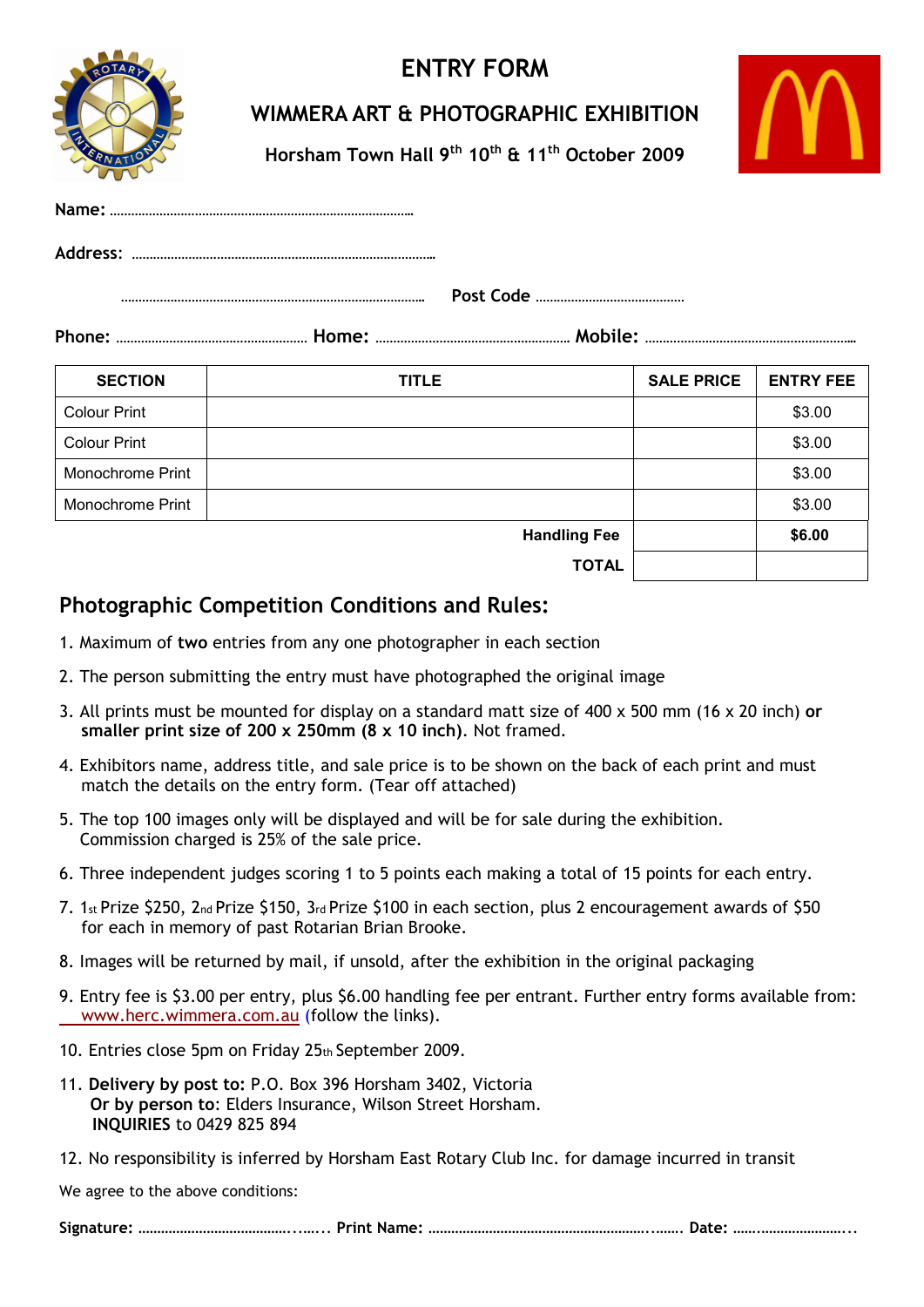# ENTRY FORM

## WIMMERA ART & PHOTOGRAPHIC EXHIBITION

### Horsham Town Hall 9th 10th & 11th October 2009

**Name:** ………………………………………………………………………

**Address:** ………………………………………………………………………

………………………………………………………………………… **Post Code** ……………………………

**Phone:** ……………………………………… **Home:** ……………………………………… **Mobile:** ……………………………………………

| SECTION | TITLE | SALE PRICE | ENTRY FEE |
|---|---|---|---|
| Colour Print | | | $3.00 |
| Colour Print | | | $3.00 |
| Monochrome Print | | | $3.00 |
| Monochrome Print | | | $3.00 |
| | **Handling Fee** | | **$6.00** |
| | **TOTAL** | | |

## Photographic Competition Conditions and Rules:

1. Maximum of **two** entries from any one photographer in each section
2. The person submitting the entry must have photographed the original image
3. All prints must be mounted for display on a standard matt size of 400 x 500 mm (16 x 20 inch) **or smaller print size of 200 x 250mm (8 x 10 inch)**. Not framed.
4. Exhibitors name, address title, and sale price is to be shown on the back of each print and must match the details on the entry form. (Tear off attached)
5. The top 100 images only will be displayed and will be for sale during the exhibition. Commission charged is 25% of the sale price.
6. Three independent judges scoring 1 to 5 points each making a total of 15 points for each entry.
7. 1st Prize $250, 2nd Prize $150, 3rd Prize $100 in each section, plus 2 encouragement awards of $50 for each in memory of past Rotarian Brian Brooke.
8. Images will be returned by mail, if unsold, after the exhibition in the original packaging
9. Entry fee is $3.00 per entry, plus $6.00 handling fee per entrant. Further entry forms available from: www.herc.wimmera.com.au (follow the links).
10. Entries close 5pm on Friday 25th September 2009.
11. **Delivery by post to:** P.O. Box 396 Horsham 3402, Victoria
    **Or by person to**: Elders Insurance, Wilson Street Horsham.
    **INQUIRIES** to 0429 825 894
12. No responsibility is inferred by Horsham East Rotary Club Inc. for damage incurred in transit

We agree to the above conditions:

**Signature:** …………………………………..…... **Print Name:** ……………………………………………..……. **Date:** …….…………………..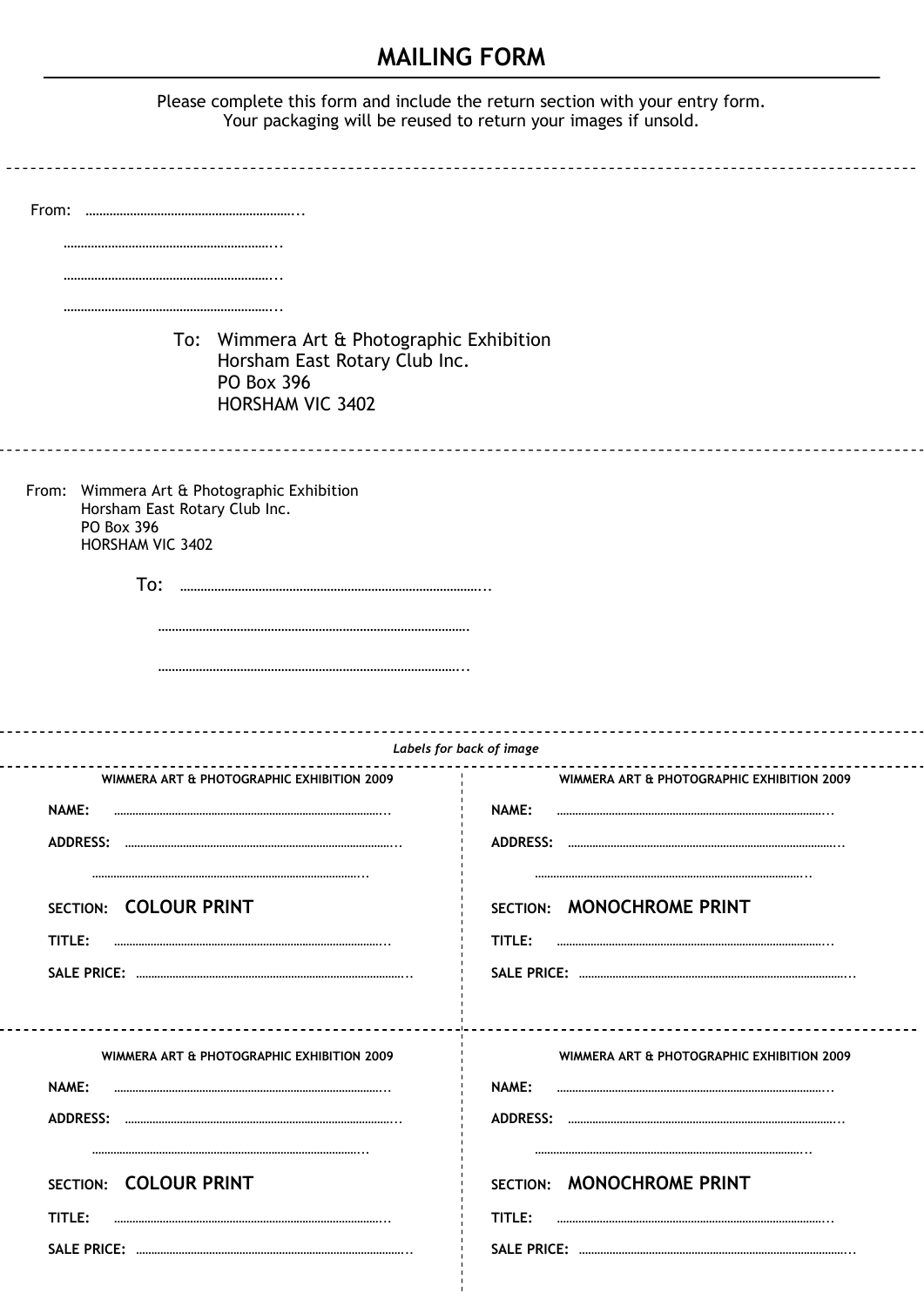# MAILING FORM

Please complete this form and include the return section with your entry form.
Your packaging will be reused to return your images if unsold.

---

From: ……………………………………………………...

……………………………………………………...

……………………………………………………...

……………………………………………………...

To: Wimmera Art & Photographic Exhibition
Horsham East Rotary Club Inc.
PO Box 396
HORSHAM VIC 3402

---

From: Wimmera Art & Photographic Exhibition
Horsham East Rotary Club Inc.
PO Box 396
HORSHAM VIC 3402

To: ……………………………………………………………………...

……………………………………………………………………

……………………………………………………………………...

---

*Labels for back of image*

---

**WIMMERA ART & PHOTOGRAPHIC EXHIBITION 2009**

**NAME:** ……………………………………………………………...

**ADDRESS:** ……………………………………………………………...

……………………………………………………………...

**SECTION: COLOUR PRINT**

**TITLE:** ……………………………………………………………...

**SALE PRICE:** ……………………………………………………………...

---

**WIMMERA ART & PHOTOGRAPHIC EXHIBITION 2009**

**NAME:** ……………………………………………………………...

**ADDRESS:** ……………………………………………………………...

……………………………………………………………...

**SECTION: MONOCHROME PRINT**

**TITLE:** ……………………………………………………………...

**SALE PRICE:** ……………………………………………………………...

---

**WIMMERA ART & PHOTOGRAPHIC EXHIBITION 2009**

**NAME:** ……………………………………………………………...

**ADDRESS:** ……………………………………………………………...

……………………………………………………………...

**SECTION: COLOUR PRINT**

**TITLE:** ……………………………………………………………...

**SALE PRICE:** ……………………………………………………………...

---

**WIMMERA ART & PHOTOGRAPHIC EXHIBITION 2009**

**NAME:** ……………………………………………………………...

**ADDRESS:** ……………………………………………………………...

……………………………………………………………...

**SECTION: MONOCHROME PRINT**

**TITLE:** ……………………………………………………………...

**SALE PRICE:** ……………………………………………………………...